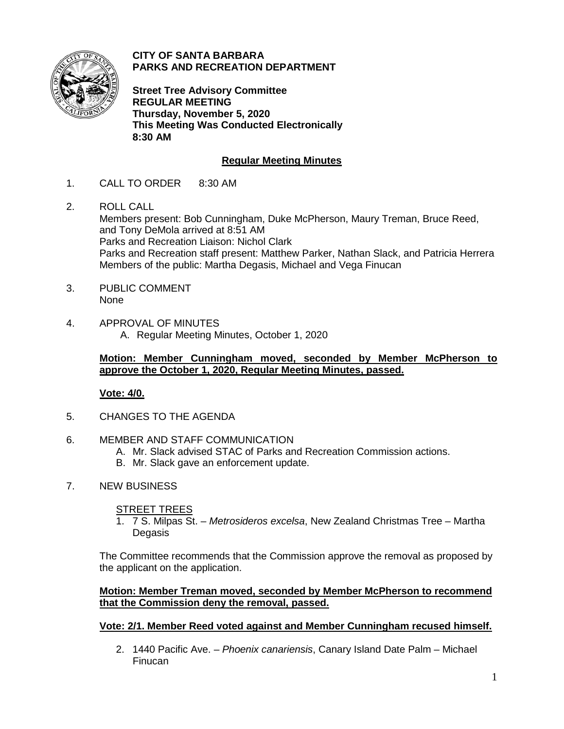**CITY OF SANTA BARBARA**
**PARKS AND RECREATION DEPARTMENT**

**Street Tree Advisory Committee**
**REGULAR MEETING**
**Thursday, November 5, 2020**
**This Meeting Was Conducted Electronically**
**8:30 AM**

## Regular Meeting Minutes

1. CALL TO ORDER 8:30 AM

2. ROLL CALL
   Members present: Bob Cunningham, Duke McPherson, Maury Treman, Bruce Reed, and Tony DeMola arrived at 8:51 AM
   Parks and Recreation Liaison: Nichol Clark
   Parks and Recreation staff present: Matthew Parker, Nathan Slack, and Patricia Herrera
   Members of the public: Martha Degasis, Michael and Vega Finucan

3. PUBLIC COMMENT
   None

4. APPROVAL OF MINUTES
   A. Regular Meeting Minutes, October 1, 2020

   **Motion: Member Cunningham moved, seconded by Member McPherson to approve the October 1, 2020, Regular Meeting Minutes, passed.**

   **Vote: 4/0.**

5. CHANGES TO THE AGENDA

6. MEMBER AND STAFF COMMUNICATION
   A. Mr. Slack advised STAC of Parks and Recreation Commission actions.
   B. Mr. Slack gave an enforcement update.

7. NEW BUSINESS

   STREET TREES

   1. 7 S. Milpas St. – *Metrosideros excelsa*, New Zealand Christmas Tree – Martha Degasis

   The Committee recommends that the Commission approve the removal as proposed by the applicant on the application.

   **Motion: Member Treman moved, seconded by Member McPherson to recommend that the Commission deny the removal, passed.**

   **Vote: 2/1. Member Reed voted against and Member Cunningham recused himself.**

   2. 1440 Pacific Ave. – *Phoenix canariensis*, Canary Island Date Palm – Michael Finucan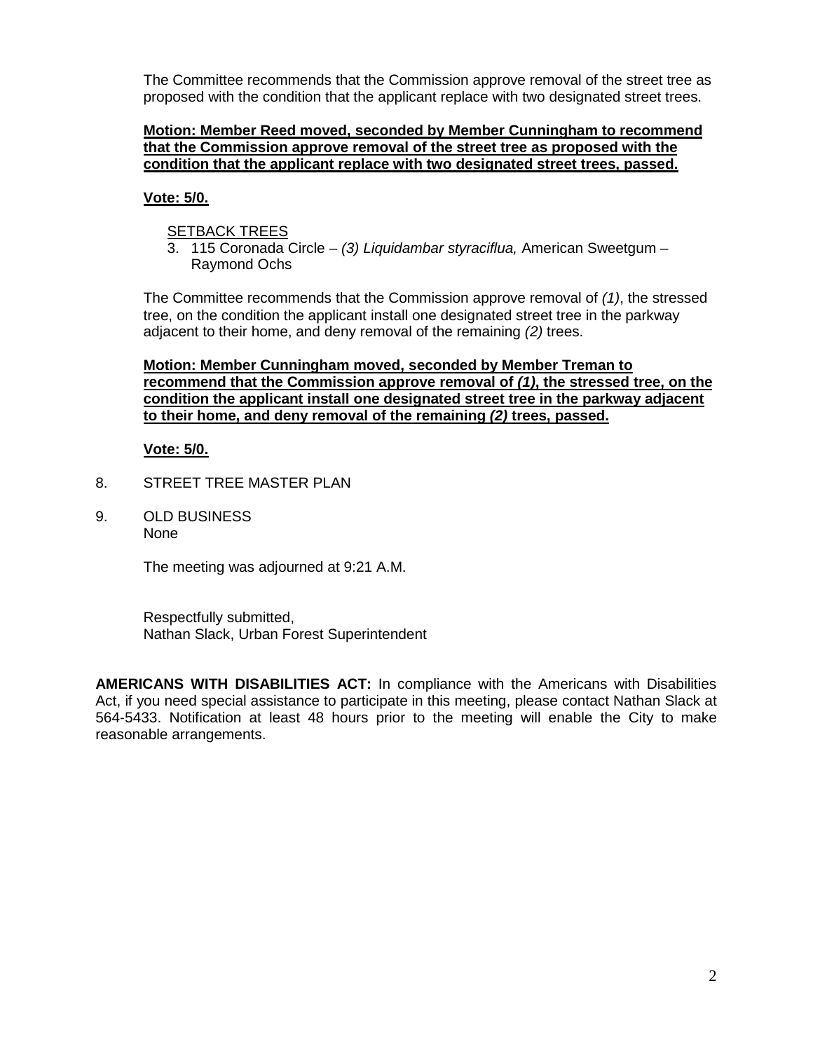The Committee recommends that the Commission approve removal of the street tree as proposed with the condition that the applicant replace with two designated street trees.

**Motion: Member Reed moved, seconded by Member Cunningham to recommend that the Commission approve removal of the street tree as proposed with the condition that the applicant replace with two designated street trees, passed.**

**Vote: 5/0.**

SETBACK TREES

3. 115 Coronada Circle – *(3) Liquidambar styraciflua,* American Sweetgum – Raymond Ochs

The Committee recommends that the Commission approve removal of *(1)*, the stressed tree, on the condition the applicant install one designated street tree in the parkway adjacent to their home, and deny removal of the remaining *(2)* trees.

**Motion: Member Cunningham moved, seconded by Member Treman to recommend that the Commission approve removal of *(1)*, the stressed tree, on the condition the applicant install one designated street tree in the parkway adjacent to their home, and deny removal of the remaining *(2)* trees, passed.**

**Vote: 5/0.**

8. STREET TREE MASTER PLAN

9. OLD BUSINESS
   None

The meeting was adjourned at 9:21 A.M.

Respectfully submitted,
Nathan Slack, Urban Forest Superintendent

**AMERICANS WITH DISABILITIES ACT:** In compliance with the Americans with Disabilities Act, if you need special assistance to participate in this meeting, please contact Nathan Slack at 564-5433. Notification at least 48 hours prior to the meeting will enable the City to make reasonable arrangements.